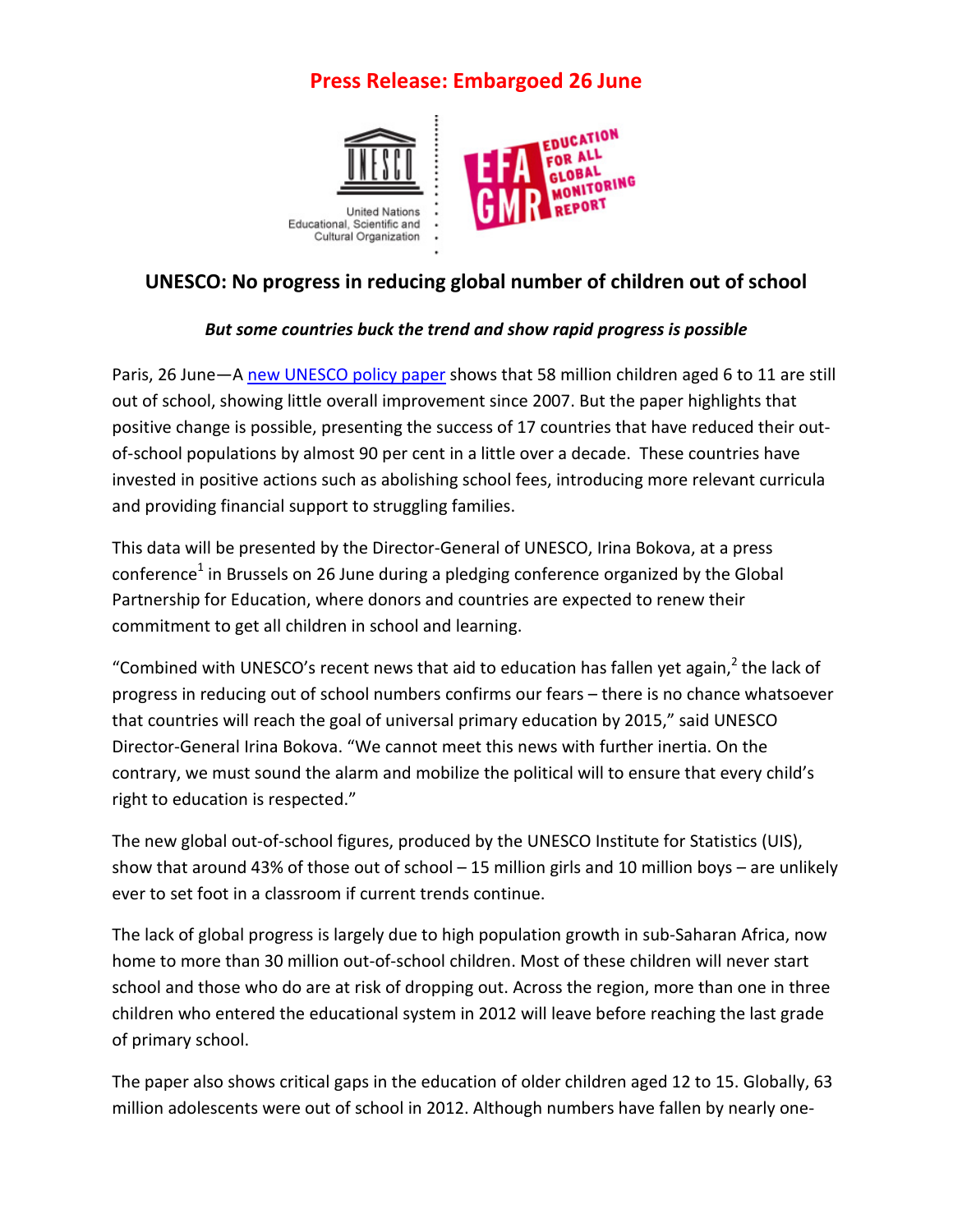**Press Release: Embargoed 26 June**

United Nations Educational, Scientific and Cultural Organization

EDUCATION FOR ALL GLOBAL MONITORING REPORT

## UNESCO: No progress in reducing global number of children out of school

***But some countries buck the trend and show rapid progress is possible***

Paris, 26 June—A new UNESCO policy paper shows that 58 million children aged 6 to 11 are still out of school, showing little overall improvement since 2007. But the paper highlights that positive change is possible, presenting the success of 17 countries that have reduced their out-of-school populations by almost 90 per cent in a little over a decade. These countries have invested in positive actions such as abolishing school fees, introducing more relevant curricula and providing financial support to struggling families.

This data will be presented by the Director-General of UNESCO, Irina Bokova, at a press conference[1] in Brussels on 26 June during a pledging conference organized by the Global Partnership for Education, where donors and countries are expected to renew their commitment to get all children in school and learning.

"Combined with UNESCO's recent news that aid to education has fallen yet again,[2] the lack of progress in reducing out of school numbers confirms our fears – there is no chance whatsoever that countries will reach the goal of universal primary education by 2015," said UNESCO Director-General Irina Bokova. "We cannot meet this news with further inertia. On the contrary, we must sound the alarm and mobilize the political will to ensure that every child's right to education is respected."

The new global out-of-school figures, produced by the UNESCO Institute for Statistics (UIS), show that around 43% of those out of school – 15 million girls and 10 million boys – are unlikely ever to set foot in a classroom if current trends continue.

The lack of global progress is largely due to high population growth in sub-Saharan Africa, now home to more than 30 million out-of-school children. Most of these children will never start school and those who do are at risk of dropping out. Across the region, more than one in three children who entered the educational system in 2012 will leave before reaching the last grade of primary school.

The paper also shows critical gaps in the education of older children aged 12 to 15. Globally, 63 million adolescents were out of school in 2012. Although numbers have fallen by nearly one-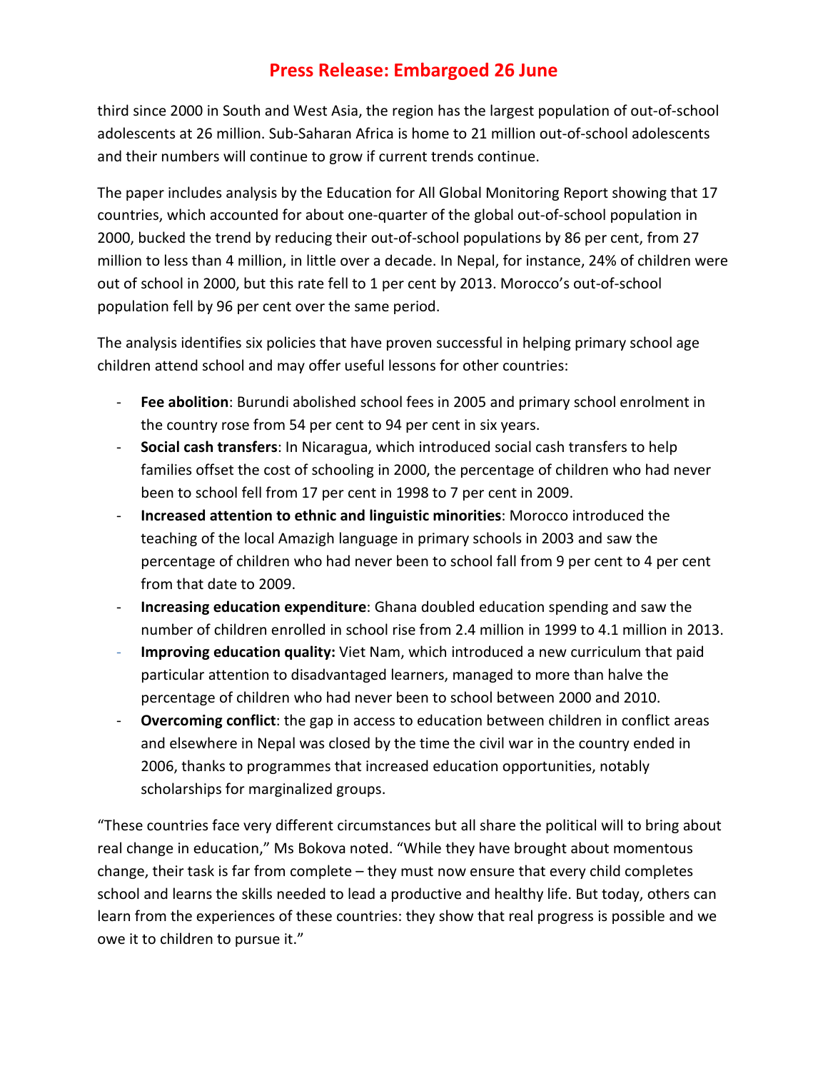third since 2000 in South and West Asia, the region has the largest population of out-of-school adolescents at 26 million. Sub-Saharan Africa is home to 21 million out-of-school adolescents and their numbers will continue to grow if current trends continue.

The paper includes analysis by the Education for All Global Monitoring Report showing that 17 countries, which accounted for about one-quarter of the global out-of-school population in 2000, bucked the trend by reducing their out-of-school populations by 86 per cent, from 27 million to less than 4 million, in little over a decade. In Nepal, for instance, 24% of children were out of school in 2000, but this rate fell to 1 per cent by 2013. Morocco's out-of-school population fell by 96 per cent over the same period.

The analysis identifies six policies that have proven successful in helping primary school age children attend school and may offer useful lessons for other countries:

- **Fee abolition**: Burundi abolished school fees in 2005 and primary school enrolment in the country rose from 54 per cent to 94 per cent in six years.
- **Social cash transfers**: In Nicaragua, which introduced social cash transfers to help families offset the cost of schooling in 2000, the percentage of children who had never been to school fell from 17 per cent in 1998 to 7 per cent in 2009.
- **Increased attention to ethnic and linguistic minorities**: Morocco introduced the teaching of the local Amazigh language in primary schools in 2003 and saw the percentage of children who had never been to school fall from 9 per cent to 4 per cent from that date to 2009.
- **Increasing education expenditure**: Ghana doubled education spending and saw the number of children enrolled in school rise from 2.4 million in 1999 to 4.1 million in 2013.
- **Improving education quality:** Viet Nam, which introduced a new curriculum that paid particular attention to disadvantaged learners, managed to more than halve the percentage of children who had never been to school between 2000 and 2010.
- **Overcoming conflict**: the gap in access to education between children in conflict areas and elsewhere in Nepal was closed by the time the civil war in the country ended in 2006, thanks to programmes that increased education opportunities, notably scholarships for marginalized groups.

"These countries face very different circumstances but all share the political will to bring about real change in education," Ms Bokova noted. "While they have brought about momentous change, their task is far from complete – they must now ensure that every child completes school and learns the skills needed to lead a productive and healthy life. But today, others can learn from the experiences of these countries: they show that real progress is possible and we owe it to children to pursue it."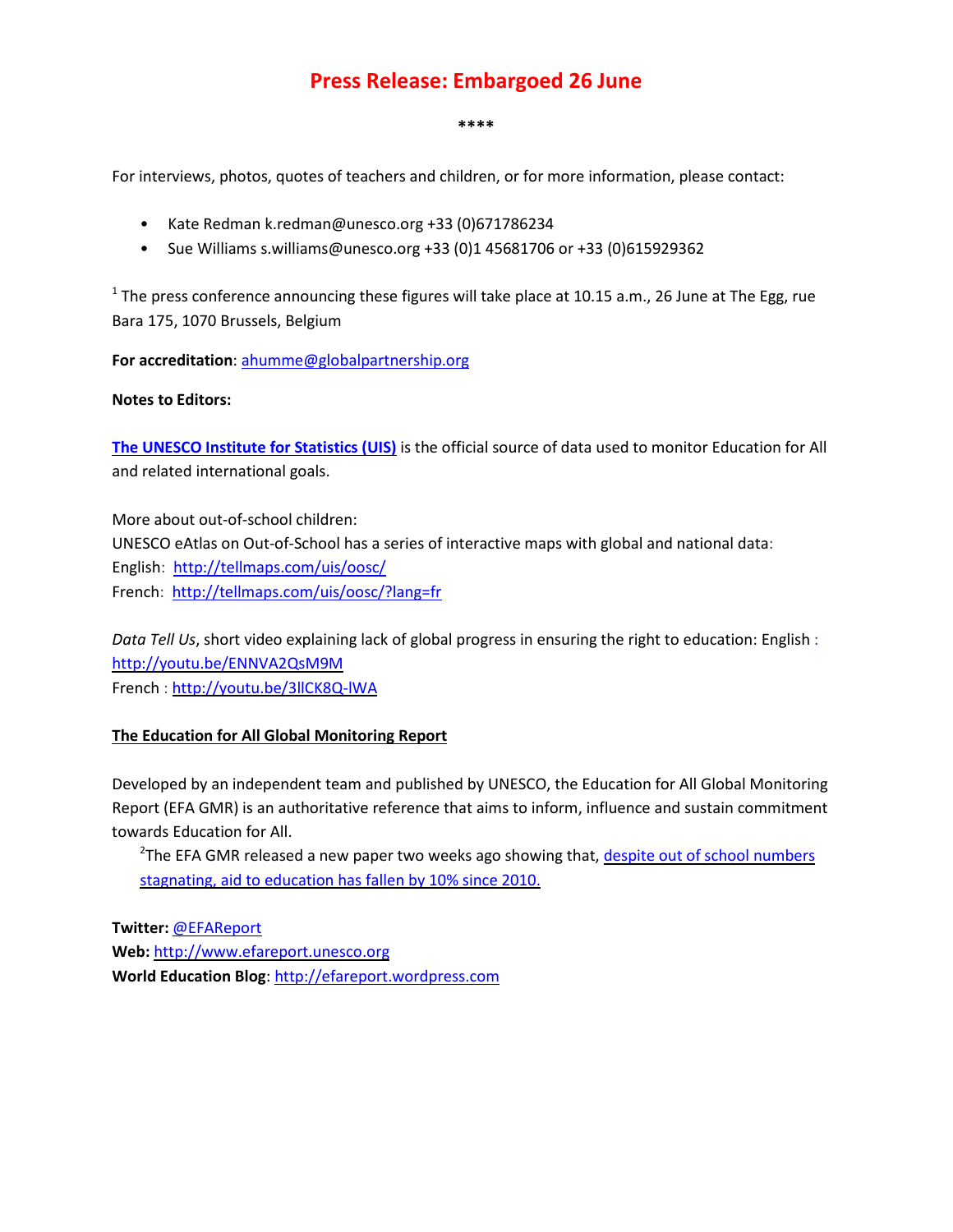# Press Release: Embargoed 26 June

****

For interviews, photos, quotes of teachers and children, or for more information, please contact:

- Kate Redman k.redman@unesco.org +33 (0)671786234
- Sue Williams s.williams@unesco.org +33 (0)1 45681706 or +33 (0)615929362

[1] The press conference announcing these figures will take place at 10.15 a.m., 26 June at The Egg, rue Bara 175, 1070 Brussels, Belgium

**For accreditation**: ahumme@globalpartnership.org

**Notes to Editors:**

**The UNESCO Institute for Statistics (UIS)** is the official source of data used to monitor Education for All and related international goals.

More about out-of-school children:
UNESCO eAtlas on Out-of-School has a series of interactive maps with global and national data:
English: http://tellmaps.com/uis/oosc/
French: http://tellmaps.com/uis/oosc/?lang=fr

*Data Tell Us*, short video explaining lack of global progress in ensuring the right to education: English : http://youtu.be/ENNVA2QsM9M
French : http://youtu.be/3llCK8Q-lWA

**The Education for All Global Monitoring Report**

Developed by an independent team and published by UNESCO, the Education for All Global Monitoring Report (EFA GMR) is an authoritative reference that aims to inform, influence and sustain commitment towards Education for All.

[2]The EFA GMR released a new paper two weeks ago showing that, despite out of school numbers stagnating, aid to education has fallen by 10% since 2010.

**Twitter:** @EFAReport
**Web:** http://www.efareport.unesco.org
**World Education Blog**: http://efareport.wordpress.com